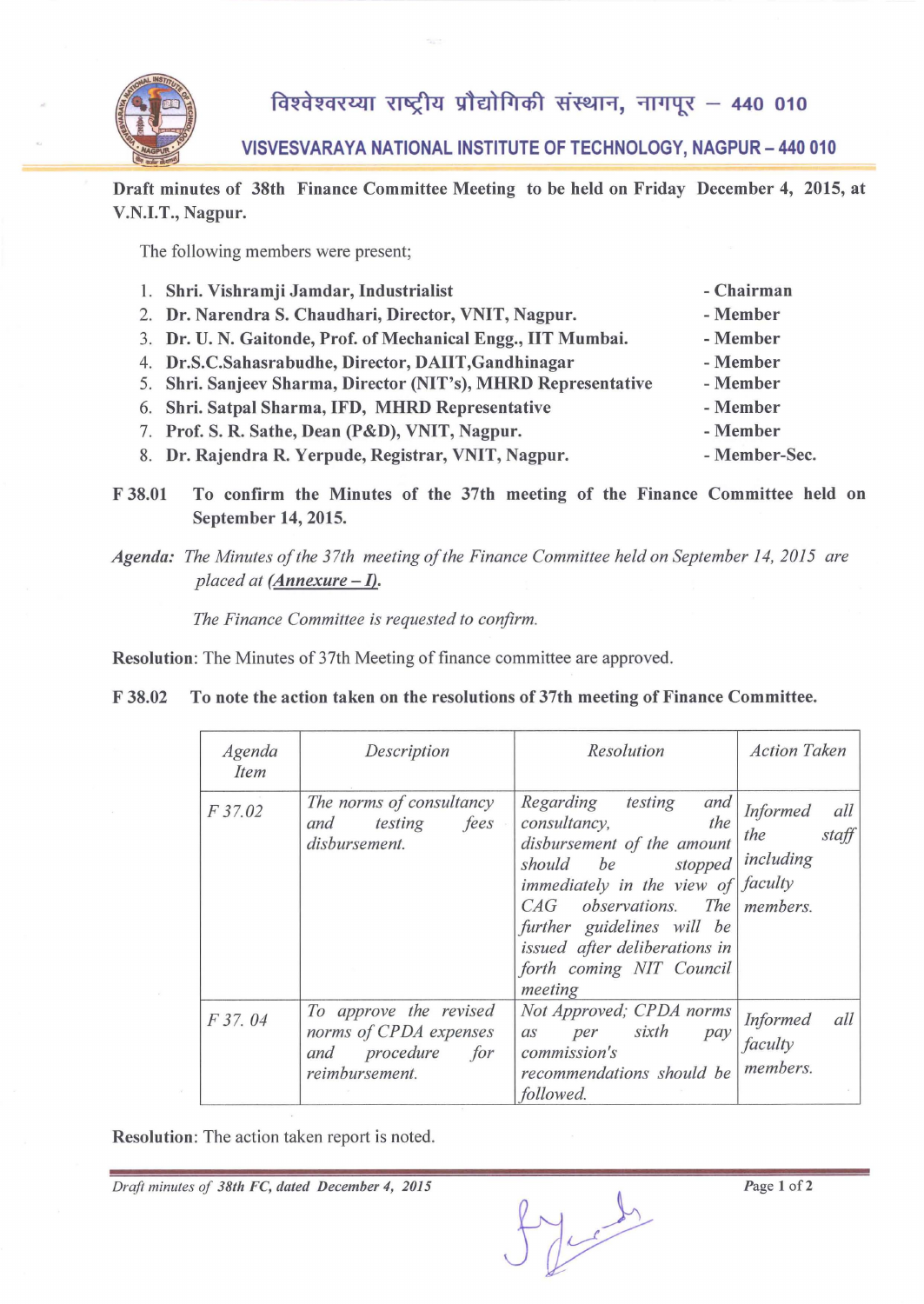# विश्वेश्वरय्या राष्ट्रीय प्रौद्योगिकी संस्थान, नागपूर – 440 010

## VISVESVARAYA NATIONAL INSTITUTE OF TECHNOLOGY, NAGPUR – 440 010

**Draft minutes of 38th Finance Committee Meeting to be held on Friday December 4, 2015, at V.N.I.T., Nagpur.**

The following members were present;

1. **Shri. Vishramji Jamdar, Industrialist** - **Chairman**
2. **Dr. Narendra S. Chaudhari, Director, VNIT, Nagpur.** - **Member**
3. **Dr. U. N. Gaitonde, Prof. of Mechanical Engg., IIT Mumbai.** - **Member**
4. **Dr.S.C.Sahasrabudhe, Director, DAIIT,Gandhinagar** - **Member**
5. **Shri. Sanjeev Sharma, Director (NIT's), MHRD Representative** - **Member**
6. **Shri. Satpal Sharma, IFD, MHRD Representative** - **Member**
7. **Prof. S. R. Sathe, Dean (P&D), VNIT, Nagpur.** - **Member**
8. **Dr. Rajendra R. Yerpude, Registrar, VNIT, Nagpur.** - **Member-Sec.**

**F 38.01 To confirm the Minutes of the 37th meeting of the Finance Committee held on September 14, 2015.**

*Agenda: The Minutes of the 37th meeting of the Finance Committee held on September 14, 2015 are placed at* ***(Annexure – I).***

*The Finance Committee is requested to confirm.*

**Resolution**: The Minutes of 37th Meeting of finance committee are approved.

**F 38.02 To note the action taken on the resolutions of 37th meeting of Finance Committee.**

| *Agenda Item* | *Description* | *Resolution* | *Action Taken* |
|---|---|---|---|
| *F 37.02* | *The norms of consultancy and testing fees disbursement.* | *Regarding testing and consultancy, the disbursement of the amount should be stopped immediately in the view of CAG observations. The further guidelines will be issued after deliberations in forth coming NIT Council meeting* | *Informed all the staff including faculty members.* |
| *F 37. 04* | *To approve the revised norms of CPDA expenses and procedure for reimbursement.* | *Not Approved; CPDA norms as per sixth pay commission's recommendations should be followed.* | *Informed all faculty members.* |

**Resolution**: The action taken report is noted.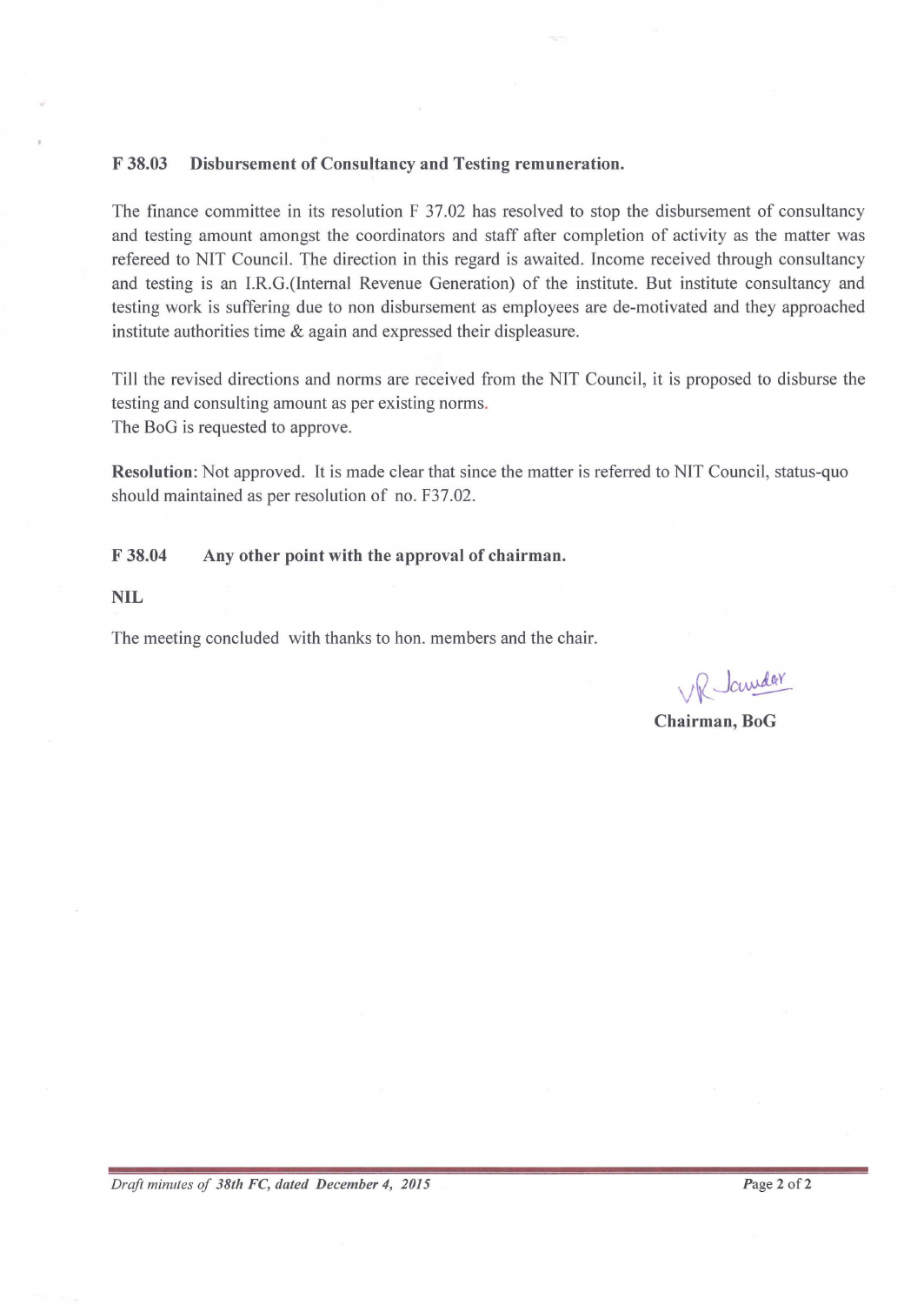**F 38.03 Disbursement of Consultancy and Testing remuneration.**

The finance committee in its resolution F 37.02 has resolved to stop the disbursement of consultancy and testing amount amongst the coordinators and staff after completion of activity as the matter was refereed to NIT Council. The direction in this regard is awaited. Income received through consultancy and testing is an I.R.G.(Internal Revenue Generation) of the institute. But institute consultancy and testing work is suffering due to non disbursement as employees are de-motivated and they approached institute authorities time & again and expressed their displeasure.

Till the revised directions and norms are received from the NIT Council, it is proposed to disburse the testing and consulting amount as per existing norms.
The BoG is requested to approve.

**Resolution**: Not approved. It is made clear that since the matter is referred to NIT Council, status-quo should maintained as per resolution of no. F37.02.

**F 38.04 Any other point with the approval of chairman.**

**NIL**

The meeting concluded with thanks to hon. members and the chair.

**Chairman, BoG**